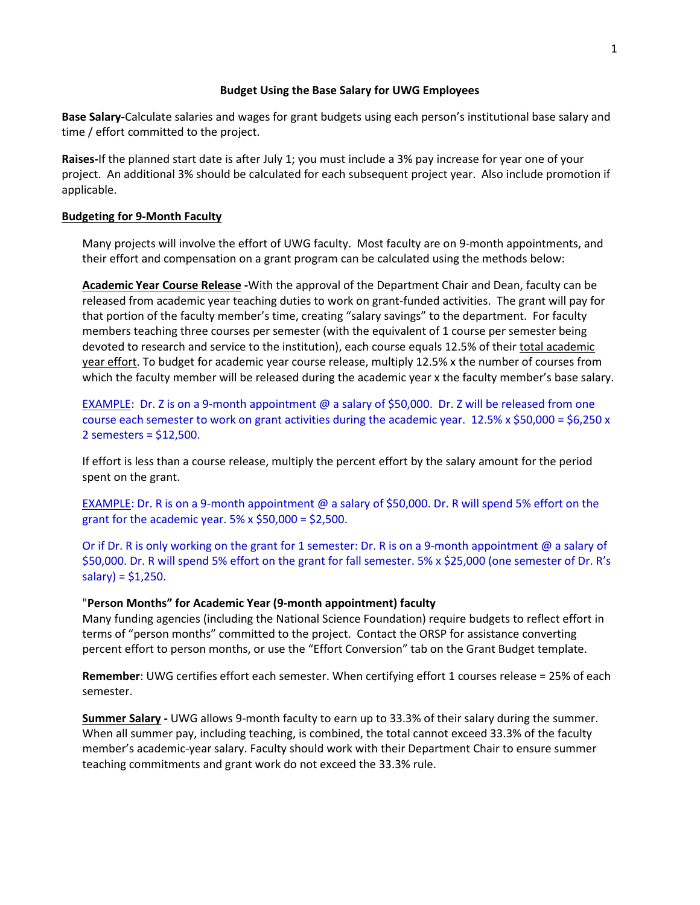# Budget Using the Base Salary for UWG Employees

**Base Salary-**Calculate salaries and wages for grant budgets using each person's institutional base salary and time / effort committed to the project.

**Raises-**If the planned start date is after July 1; you must include a 3% pay increase for year one of your project. An additional 3% should be calculated for each subsequent project year. Also include promotion if applicable.

## Budgeting for 9-Month Faculty

Many projects will involve the effort of UWG faculty. Most faculty are on 9-month appointments, and their effort and compensation on a grant program can be calculated using the methods below:

**Academic Year Course Release -**With the approval of the Department Chair and Dean, faculty can be released from academic year teaching duties to work on grant-funded activities. The grant will pay for that portion of the faculty member's time, creating "salary savings" to the department. For faculty members teaching three courses per semester (with the equivalent of 1 course per semester being devoted to research and service to the institution), each course equals 12.5% of their total academic year effort. To budget for academic year course release, multiply 12.5% x the number of courses from which the faculty member will be released during the academic year x the faculty member's base salary.

EXAMPLE: Dr. Z is on a 9-month appointment @ a salary of $50,000. Dr. Z will be released from one course each semester to work on grant activities during the academic year. 12.5% x $50,000 = $6,250 x 2 semesters = $12,500.

If effort is less than a course release, multiply the percent effort by the salary amount for the period spent on the grant.

EXAMPLE: Dr. R is on a 9-month appointment @ a salary of $50,000. Dr. R will spend 5% effort on the grant for the academic year. 5% x $50,000 = $2,500.

Or if Dr. R is only working on the grant for 1 semester: Dr. R is on a 9-month appointment @ a salary of $50,000. Dr. R will spend 5% effort on the grant for fall semester. 5% x $25,000 (one semester of Dr. R's salary) = $1,250.

**"Person Months" for Academic Year (9-month appointment) faculty**

Many funding agencies (including the National Science Foundation) require budgets to reflect effort in terms of "person months" committed to the project. Contact the ORSP for assistance converting percent effort to person months, or use the "Effort Conversion" tab on the Grant Budget template.

**Remember**: UWG certifies effort each semester. When certifying effort 1 courses release = 25% of each semester.

**Summer Salary -** UWG allows 9-month faculty to earn up to 33.3% of their salary during the summer. When all summer pay, including teaching, is combined, the total cannot exceed 33.3% of the faculty member's academic-year salary. Faculty should work with their Department Chair to ensure summer teaching commitments and grant work do not exceed the 33.3% rule.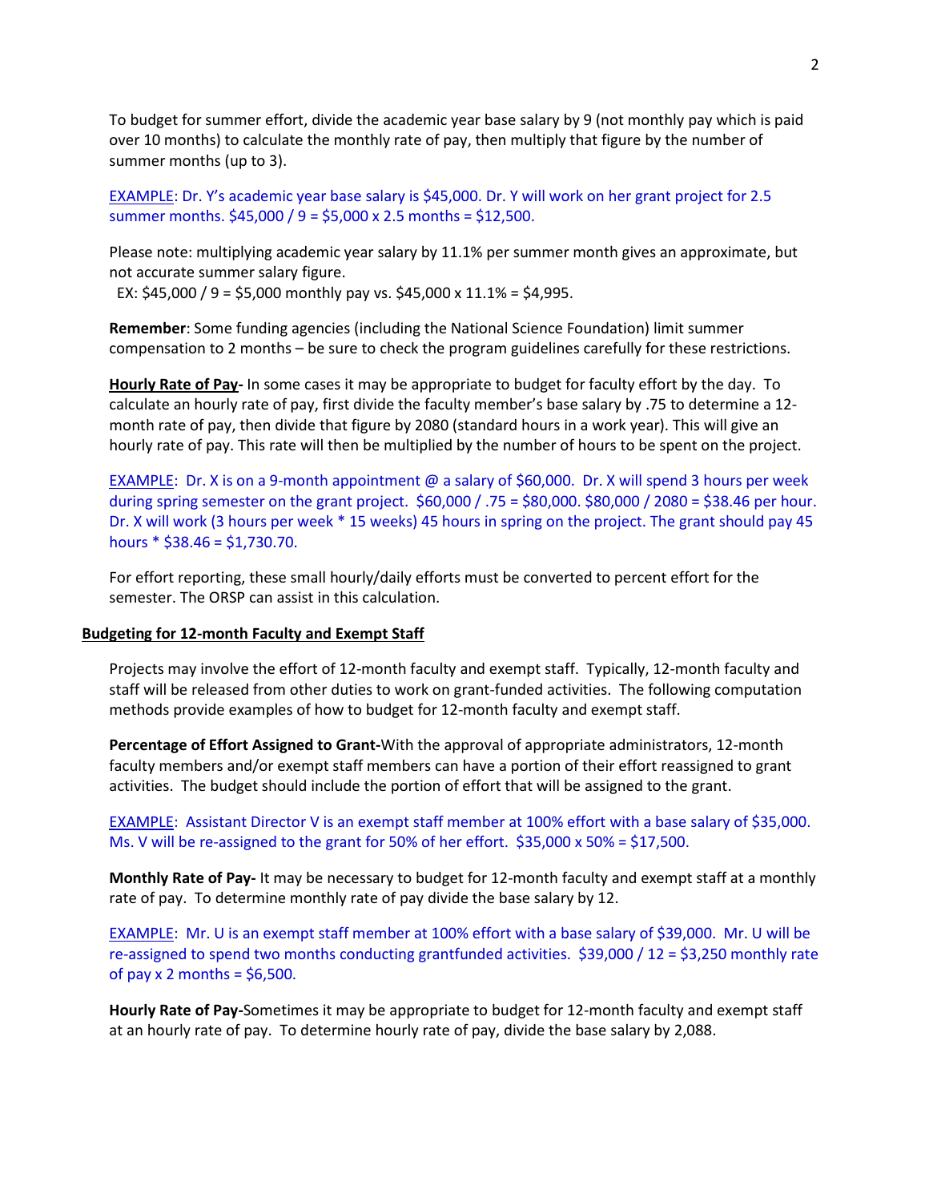To budget for summer effort, divide the academic year base salary by 9 (not monthly pay which is paid over 10 months) to calculate the monthly rate of pay, then multiply that figure by the number of summer months (up to 3).

EXAMPLE: Dr. Y's academic year base salary is $45,000. Dr. Y will work on her grant project for 2.5 summer months. $45,000 / 9 = $5,000 x 2.5 months = $12,500.

Please note: multiplying academic year salary by 11.1% per summer month gives an approximate, but not accurate summer salary figure.
EX: $45,000 / 9 = $5,000 monthly pay vs. $45,000 x 11.1% = $4,995.

**Remember**: Some funding agencies (including the National Science Foundation) limit summer compensation to 2 months – be sure to check the program guidelines carefully for these restrictions.

**Hourly Rate of Pay-** In some cases it may be appropriate to budget for faculty effort by the day. To calculate an hourly rate of pay, first divide the faculty member's base salary by .75 to determine a 12-month rate of pay, then divide that figure by 2080 (standard hours in a work year). This will give an hourly rate of pay. This rate will then be multiplied by the number of hours to be spent on the project.

EXAMPLE: Dr. X is on a 9-month appointment @ a salary of $60,000. Dr. X will spend 3 hours per week during spring semester on the grant project. $60,000 / .75 = $80,000. $80,000 / 2080 = $38.46 per hour. Dr. X will work (3 hours per week * 15 weeks) 45 hours in spring on the project. The grant should pay 45 hours * $38.46 = $1,730.70.

For effort reporting, these small hourly/daily efforts must be converted to percent effort for the semester. The ORSP can assist in this calculation.

## Budgeting for 12-month Faculty and Exempt Staff

Projects may involve the effort of 12-month faculty and exempt staff. Typically, 12-month faculty and staff will be released from other duties to work on grant-funded activities. The following computation methods provide examples of how to budget for 12-month faculty and exempt staff.

**Percentage of Effort Assigned to Grant-**With the approval of appropriate administrators, 12-month faculty members and/or exempt staff members can have a portion of their effort reassigned to grant activities. The budget should include the portion of effort that will be assigned to the grant.

EXAMPLE: Assistant Director V is an exempt staff member at 100% effort with a base salary of $35,000. Ms. V will be re-assigned to the grant for 50% of her effort. $35,000 x 50% = $17,500.

**Monthly Rate of Pay-** It may be necessary to budget for 12-month faculty and exempt staff at a monthly rate of pay. To determine monthly rate of pay divide the base salary by 12.

EXAMPLE: Mr. U is an exempt staff member at 100% effort with a base salary of $39,000. Mr. U will be re-assigned to spend two months conducting grantfunded activities. $39,000 / 12 = $3,250 monthly rate of pay x 2 months = $6,500.

**Hourly Rate of Pay-**Sometimes it may be appropriate to budget for 12-month faculty and exempt staff at an hourly rate of pay. To determine hourly rate of pay, divide the base salary by 2,088.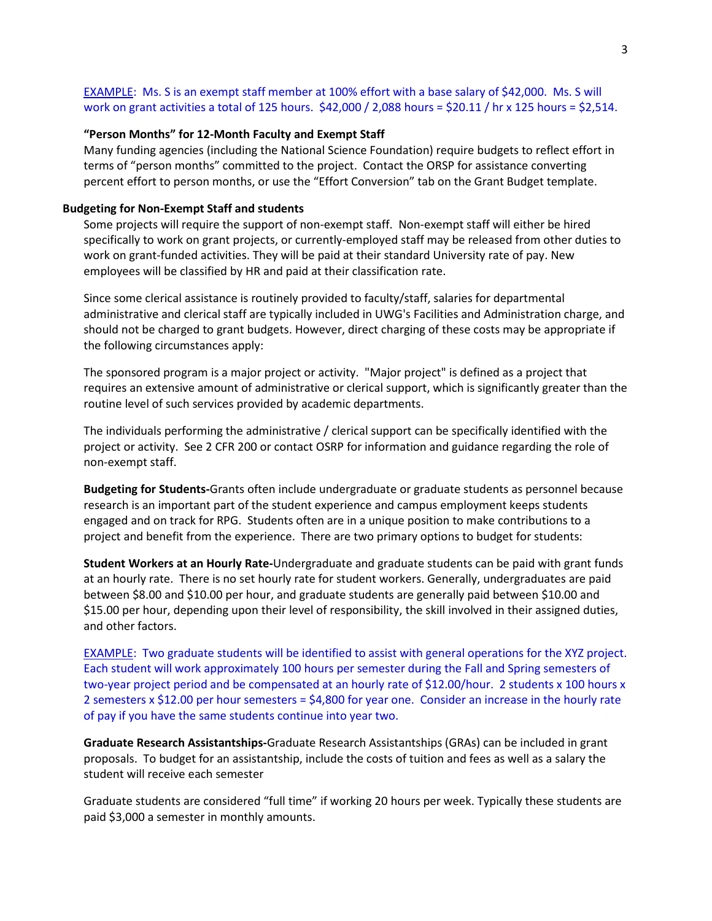EXAMPLE: Ms. S is an exempt staff member at 100% effort with a base salary of $42,000. Ms. S will work on grant activities a total of 125 hours. $42,000 / 2,088 hours = $20.11 / hr x 125 hours = $2,514.

**"Person Months" for 12-Month Faculty and Exempt Staff**

Many funding agencies (including the National Science Foundation) require budgets to reflect effort in terms of "person months" committed to the project. Contact the ORSP for assistance converting percent effort to person months, or use the "Effort Conversion" tab on the Grant Budget template.

**Budgeting for Non-Exempt Staff and students**

Some projects will require the support of non-exempt staff. Non-exempt staff will either be hired specifically to work on grant projects, or currently-employed staff may be released from other duties to work on grant-funded activities. They will be paid at their standard University rate of pay. New employees will be classified by HR and paid at their classification rate.

Since some clerical assistance is routinely provided to faculty/staff, salaries for departmental administrative and clerical staff are typically included in UWG's Facilities and Administration charge, and should not be charged to grant budgets. However, direct charging of these costs may be appropriate if the following circumstances apply:

The sponsored program is a major project or activity. "Major project" is defined as a project that requires an extensive amount of administrative or clerical support, which is significantly greater than the routine level of such services provided by academic departments.

The individuals performing the administrative / clerical support can be specifically identified with the project or activity. See 2 CFR 200 or contact OSRP for information and guidance regarding the role of non-exempt staff.

**Budgeting for Students-**Grants often include undergraduate or graduate students as personnel because research is an important part of the student experience and campus employment keeps students engaged and on track for RPG. Students often are in a unique position to make contributions to a project and benefit from the experience. There are two primary options to budget for students:

**Student Workers at an Hourly Rate-**Undergraduate and graduate students can be paid with grant funds at an hourly rate. There is no set hourly rate for student workers. Generally, undergraduates are paid between $8.00 and $10.00 per hour, and graduate students are generally paid between $10.00 and $15.00 per hour, depending upon their level of responsibility, the skill involved in their assigned duties, and other factors.

EXAMPLE: Two graduate students will be identified to assist with general operations for the XYZ project. Each student will work approximately 100 hours per semester during the Fall and Spring semesters of two-year project period and be compensated at an hourly rate of $12.00/hour. 2 students x 100 hours x 2 semesters x $12.00 per hour semesters = $4,800 for year one. Consider an increase in the hourly rate of pay if you have the same students continue into year two.

**Graduate Research Assistantships-**Graduate Research Assistantships (GRAs) can be included in grant proposals. To budget for an assistantship, include the costs of tuition and fees as well as a salary the student will receive each semester

Graduate students are considered "full time" if working 20 hours per week. Typically these students are paid $3,000 a semester in monthly amounts.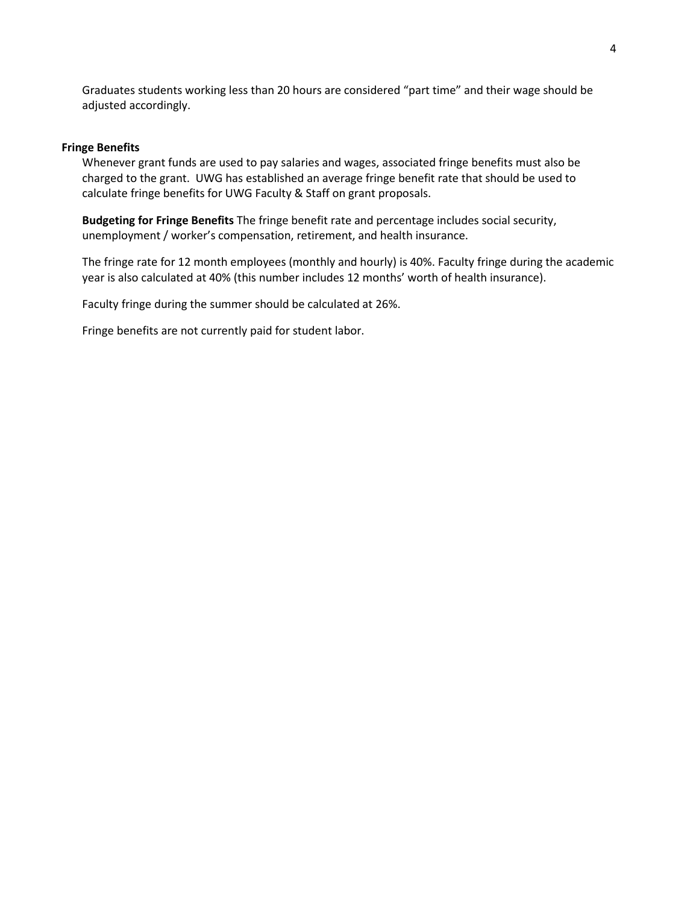Graduates students working less than 20 hours are considered "part time" and their wage should be adjusted accordingly.

**Fringe Benefits**

Whenever grant funds are used to pay salaries and wages, associated fringe benefits must also be charged to the grant. UWG has established an average fringe benefit rate that should be used to calculate fringe benefits for UWG Faculty & Staff on grant proposals.

**Budgeting for Fringe Benefits** The fringe benefit rate and percentage includes social security, unemployment / worker's compensation, retirement, and health insurance.

The fringe rate for 12 month employees (monthly and hourly) is 40%. Faculty fringe during the academic year is also calculated at 40% (this number includes 12 months' worth of health insurance).

Faculty fringe during the summer should be calculated at 26%.

Fringe benefits are not currently paid for student labor.